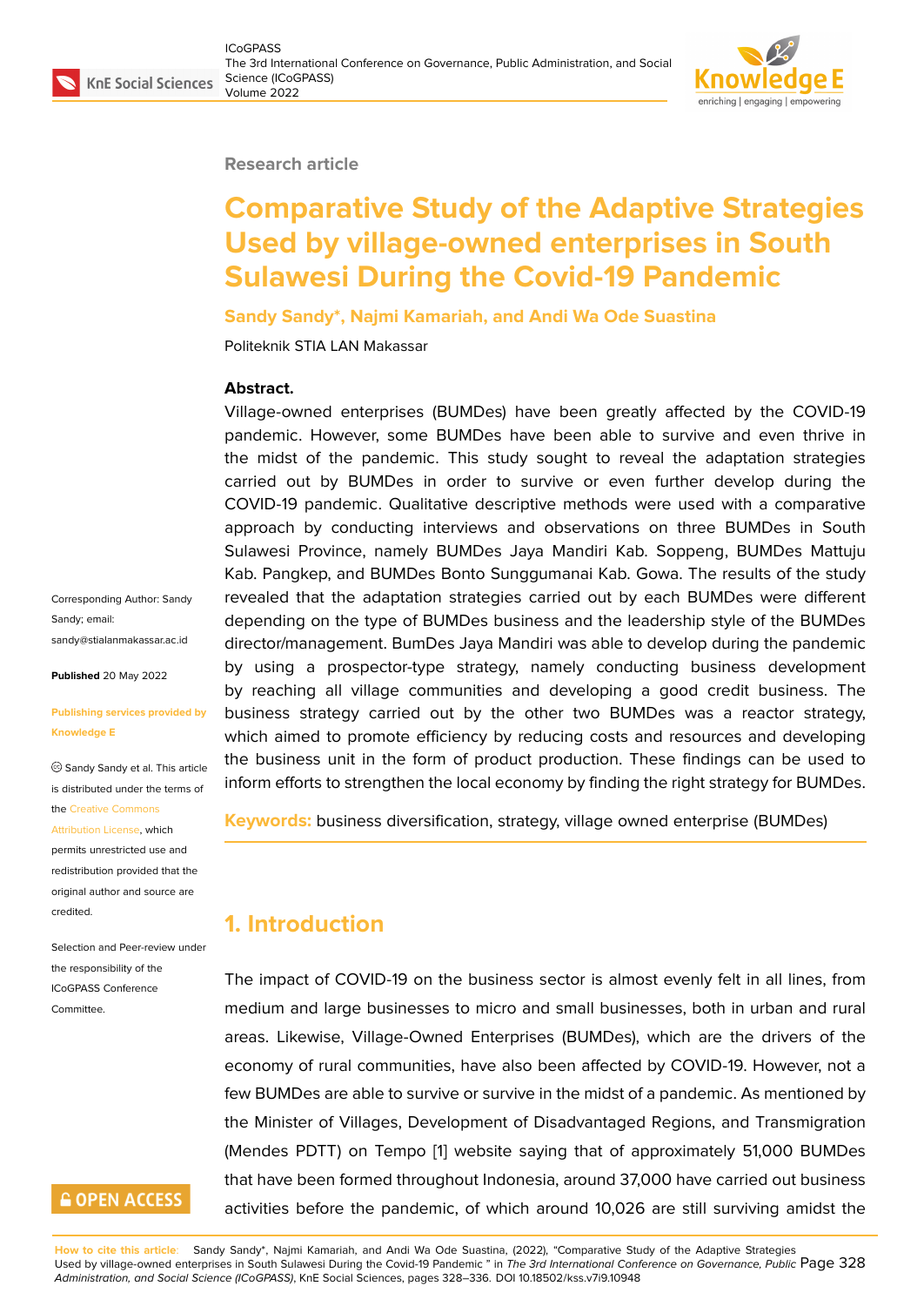Research article

# Comparative Study of the Adaptive Strategies Used by village-owned enterprises in South Sulawesi During the Covid-19 Pandemic

**Sandy Sandy*, Najmi Kamariah, and Andi Wa Ode Suastina**

Politeknik STIA LAN Makassar

**Abstract.**

Village-owned enterprises (BUMDes) have been greatly affected by the COVID-19 pandemic. However, some BUMDes have been able to survive and even thrive in the midst of the pandemic. This study sought to reveal the adaptation strategies carried out by BUMDes in order to survive or even further develop during the COVID-19 pandemic. Qualitative descriptive methods were used with a comparative approach by conducting interviews and observations on three BUMDes in South Sulawesi Province, namely BUMDes Jaya Mandiri Kab. Soppeng, BUMDes Mattuju Kab. Pangkep, and BUMDes Bonto Sunggumanai Kab. Gowa. The results of the study revealed that the adaptation strategies carried out by each BUMDes were different depending on the type of BUMDes business and the leadership style of the BUMDes director/management. BumDes Jaya Mandiri was able to develop during the pandemic by using a prospector-type strategy, namely conducting business development by reaching all village communities and developing a good credit business. The business strategy carried out by the other two BUMDes was a reactor strategy, which aimed to promote efficiency by reducing costs and resources and developing the business unit in the form of product production. These findings can be used to inform efforts to strengthen the local economy by finding the right strategy for BUMDes.

**Keywords:** business diversification, strategy, village owned enterprise (BUMDes)

Corresponding Author: Sandy Sandy; email: sandy@stialanmakassar.ac.id

**Published** 20 May 2022

**Publishing services provided by Knowledge E**

Sandy Sandy et al. This article is distributed under the terms of the Creative Commons Attribution License, which permits unrestricted use and redistribution provided that the original author and source are credited.

Selection and Peer-review under the responsibility of the ICoGPASS Conference Committee.

## 1. Introduction

The impact of COVID-19 on the business sector is almost evenly felt in all lines, from medium and large businesses to micro and small businesses, both in urban and rural areas. Likewise, Village-Owned Enterprises (BUMDes), which are the drivers of the economy of rural communities, have also been affected by COVID-19. However, not a few BUMDes are able to survive or survive in the midst of a pandemic. As mentioned by the Minister of Villages, Development of Disadvantaged Regions, and Transmigration (Mendes PDTT) on Tempo [1] website saying that of approximately 51,000 BUMDes that have been formed throughout Indonesia, around 37,000 have carried out business activities before the pandemic, of which around 10,026 are still surviving amidst the

**How to cite this article**: Sandy Sandy*, Najmi Kamariah, and Andi Wa Ode Suastina, (2022), "Comparative Study of the Adaptive Strategies Used by village-owned enterprises in South Sulawesi During the Covid-19 Pandemic " in *The 3rd International Conference on Governance, Public Administration, and Social Science (ICoGPASS)*, KnE Social Sciences, pages 328–336. DOI 10.18502/kss.v7i9.10948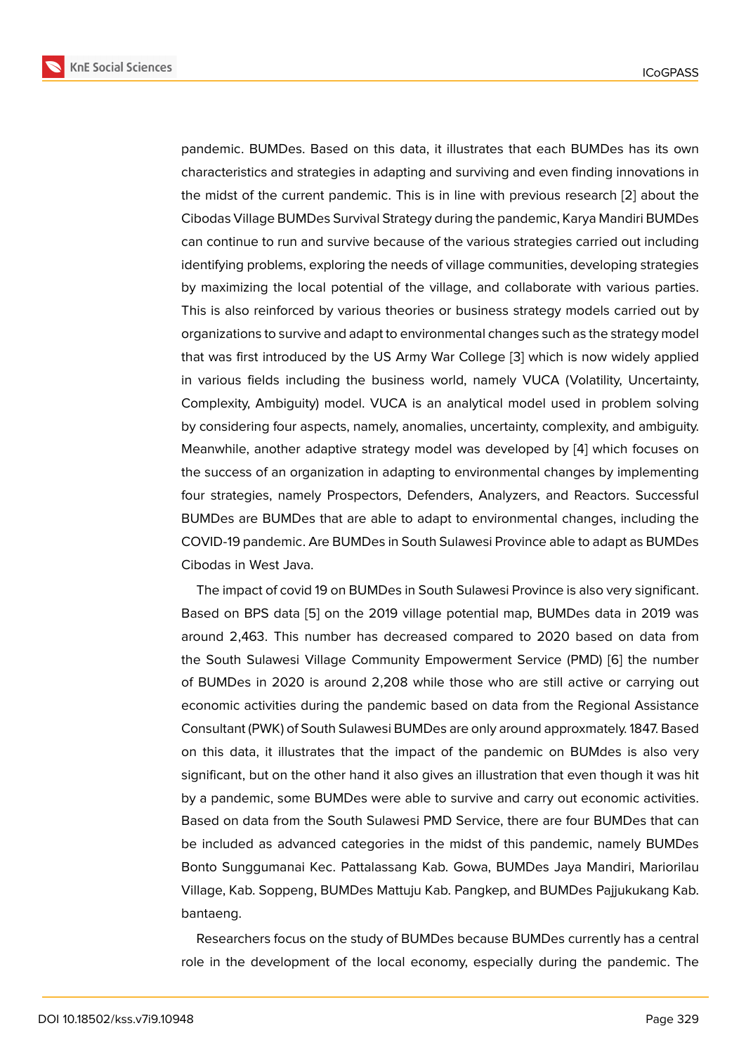pandemic. BUMDes. Based on this data, it illustrates that each BUMDes has its own characteristics and strategies in adapting and surviving and even finding innovations in the midst of the current pandemic. This is in line with previous research [2] about the Cibodas Village BUMDes Survival Strategy during the pandemic, Karya Mandiri BUMDes can continue to run and survive because of the various strategies carried out including identifying problems, exploring the needs of village communities, developing strategies by maximizing the local potential of the village, and collaborate with various parties. This is also reinforced by various theories or business strategy models carried out by organizations to survive and adapt to environmental changes such as the strategy model that was first introduced by the US Army War College [3] which is now widely applied in various fields including the business world, namely VUCA (Volatility, Uncertainty, Complexity, Ambiguity) model. VUCA is an analytical model used in problem solving by considering four aspects, namely, anomalies, uncertainty, complexity, and ambiguity. Meanwhile, another adaptive strategy model was developed by [4] which focuses on the success of an organization in adapting to environmental changes by implementing four strategies, namely Prospectors, Defenders, Analyzers, and Reactors. Successful BUMDes are BUMDes that are able to adapt to environmental changes, including the COVID-19 pandemic. Are BUMDes in South Sulawesi Province able to adapt as BUMDes Cibodas in West Java.

The impact of covid 19 on BUMDes in South Sulawesi Province is also very significant. Based on BPS data [5] on the 2019 village potential map, BUMDes data in 2019 was around 2,463. This number has decreased compared to 2020 based on data from the South Sulawesi Village Community Empowerment Service (PMD) [6] the number of BUMDes in 2020 is around 2,208 while those who are still active or carrying out economic activities during the pandemic based on data from the Regional Assistance Consultant (PWK) of South Sulawesi BUMDes are only around approxmately. 1847. Based on this data, it illustrates that the impact of the pandemic on BUMdes is also very significant, but on the other hand it also gives an illustration that even though it was hit by a pandemic, some BUMDes were able to survive and carry out economic activities. Based on data from the South Sulawesi PMD Service, there are four BUMDes that can be included as advanced categories in the midst of this pandemic, namely BUMDes Bonto Sunggumanai Kec. Pattalassang Kab. Gowa, BUMDes Jaya Mandiri, Mariorilau Village, Kab. Soppeng, BUMDes Mattuju Kab. Pangkep, and BUMDes Pajjukukang Kab. bantaeng.

Researchers focus on the study of BUMDes because BUMDes currently has a central role in the development of the local economy, especially during the pandemic. The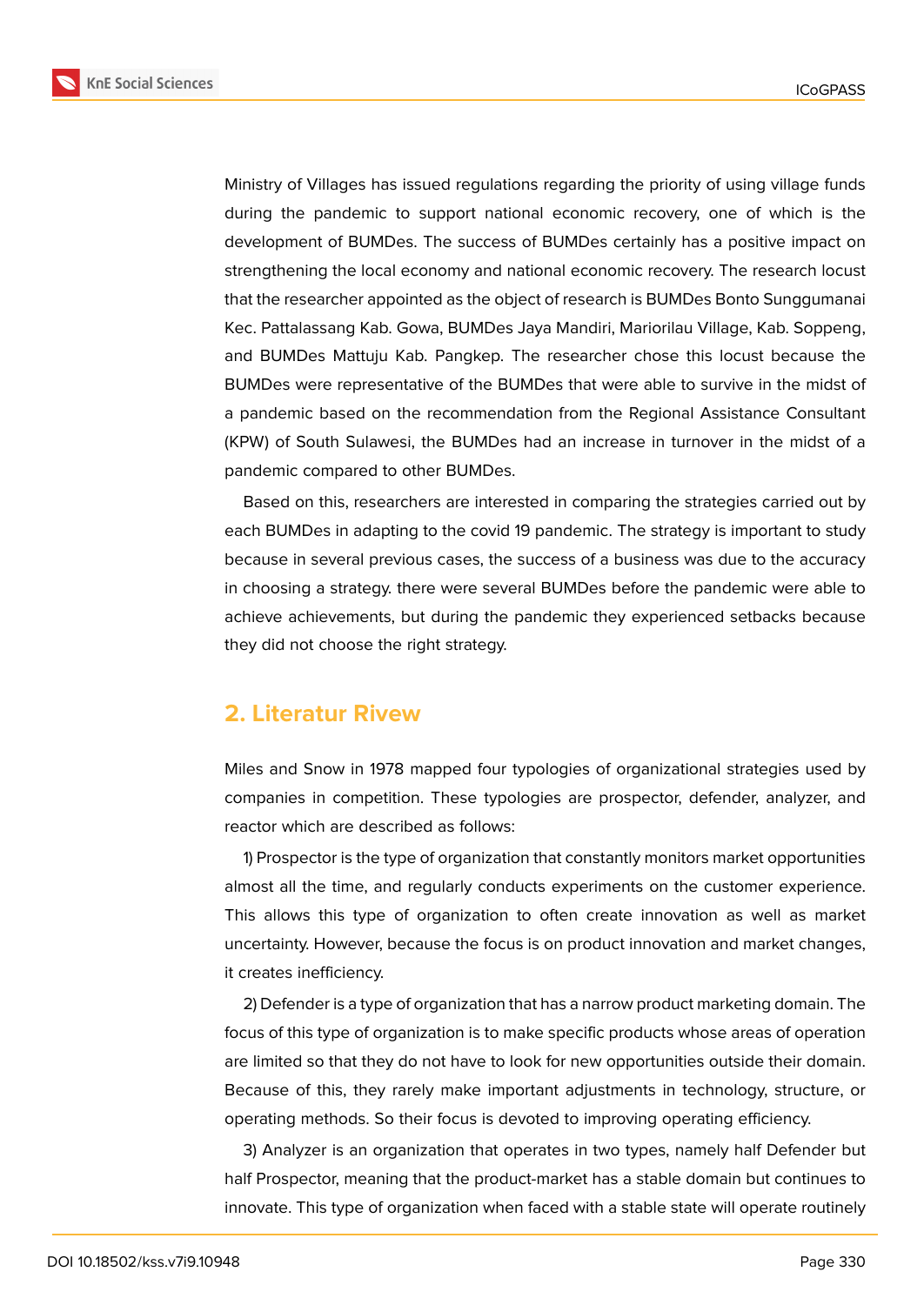Ministry of Villages has issued regulations regarding the priority of using village funds during the pandemic to support national economic recovery, one of which is the development of BUMDes. The success of BUMDes certainly has a positive impact on strengthening the local economy and national economic recovery. The research locust that the researcher appointed as the object of research is BUMDes Bonto Sunggumanai Kec. Pattalassang Kab. Gowa, BUMDes Jaya Mandiri, Mariorilau Village, Kab. Soppeng, and BUMDes Mattuju Kab. Pangkep. The researcher chose this locust because the BUMDes were representative of the BUMDes that were able to survive in the midst of a pandemic based on the recommendation from the Regional Assistance Consultant (KPW) of South Sulawesi, the BUMDes had an increase in turnover in the midst of a pandemic compared to other BUMDes.

Based on this, researchers are interested in comparing the strategies carried out by each BUMDes in adapting to the covid 19 pandemic. The strategy is important to study because in several previous cases, the success of a business was due to the accuracy in choosing a strategy. there were several BUMDes before the pandemic were able to achieve achievements, but during the pandemic they experienced setbacks because they did not choose the right strategy.

## 2. Literatur Rivew

Miles and Snow in 1978 mapped four typologies of organizational strategies used by companies in competition. These typologies are prospector, defender, analyzer, and reactor which are described as follows:

1) Prospector is the type of organization that constantly monitors market opportunities almost all the time, and regularly conducts experiments on the customer experience. This allows this type of organization to often create innovation as well as market uncertainty. However, because the focus is on product innovation and market changes, it creates inefficiency.

2) Defender is a type of organization that has a narrow product marketing domain. The focus of this type of organization is to make specific products whose areas of operation are limited so that they do not have to look for new opportunities outside their domain. Because of this, they rarely make important adjustments in technology, structure, or operating methods. So their focus is devoted to improving operating efficiency.

3) Analyzer is an organization that operates in two types, namely half Defender but half Prospector, meaning that the product-market has a stable domain but continues to innovate. This type of organization when faced with a stable state will operate routinely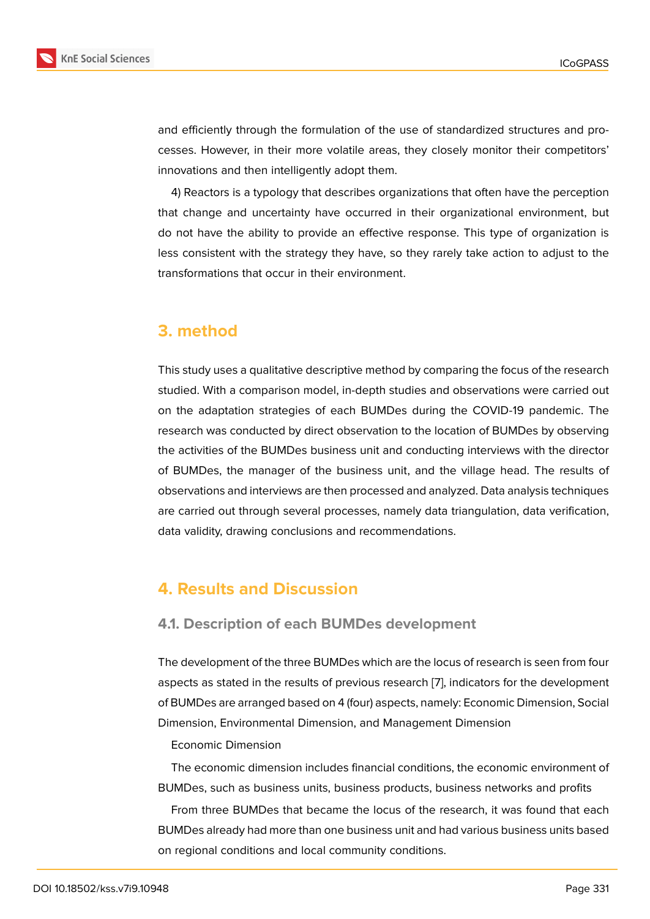and efficiently through the formulation of the use of standardized structures and processes. However, in their more volatile areas, they closely monitor their competitors' innovations and then intelligently adopt them.

4) Reactors is a typology that describes organizations that often have the perception that change and uncertainty have occurred in their organizational environment, but do not have the ability to provide an effective response. This type of organization is less consistent with the strategy they have, so they rarely take action to adjust to the transformations that occur in their environment.

## 3. method

This study uses a qualitative descriptive method by comparing the focus of the research studied. With a comparison model, in-depth studies and observations were carried out on the adaptation strategies of each BUMDes during the COVID-19 pandemic. The research was conducted by direct observation to the location of BUMDes by observing the activities of the BUMDes business unit and conducting interviews with the director of BUMDes, the manager of the business unit, and the village head. The results of observations and interviews are then processed and analyzed. Data analysis techniques are carried out through several processes, namely data triangulation, data verification, data validity, drawing conclusions and recommendations.

## 4. Results and Discussion

### 4.1. Description of each BUMDes development

The development of the three BUMDes which are the locus of research is seen from four aspects as stated in the results of previous research [7], indicators for the development of BUMDes are arranged based on 4 (four) aspects, namely: Economic Dimension, Social Dimension, Environmental Dimension, and Management Dimension

Economic Dimension

The economic dimension includes financial conditions, the economic environment of BUMDes, such as business units, business products, business networks and profits

From three BUMDes that became the locus of the research, it was found that each BUMDes already had more than one business unit and had various business units based on regional conditions and local community conditions.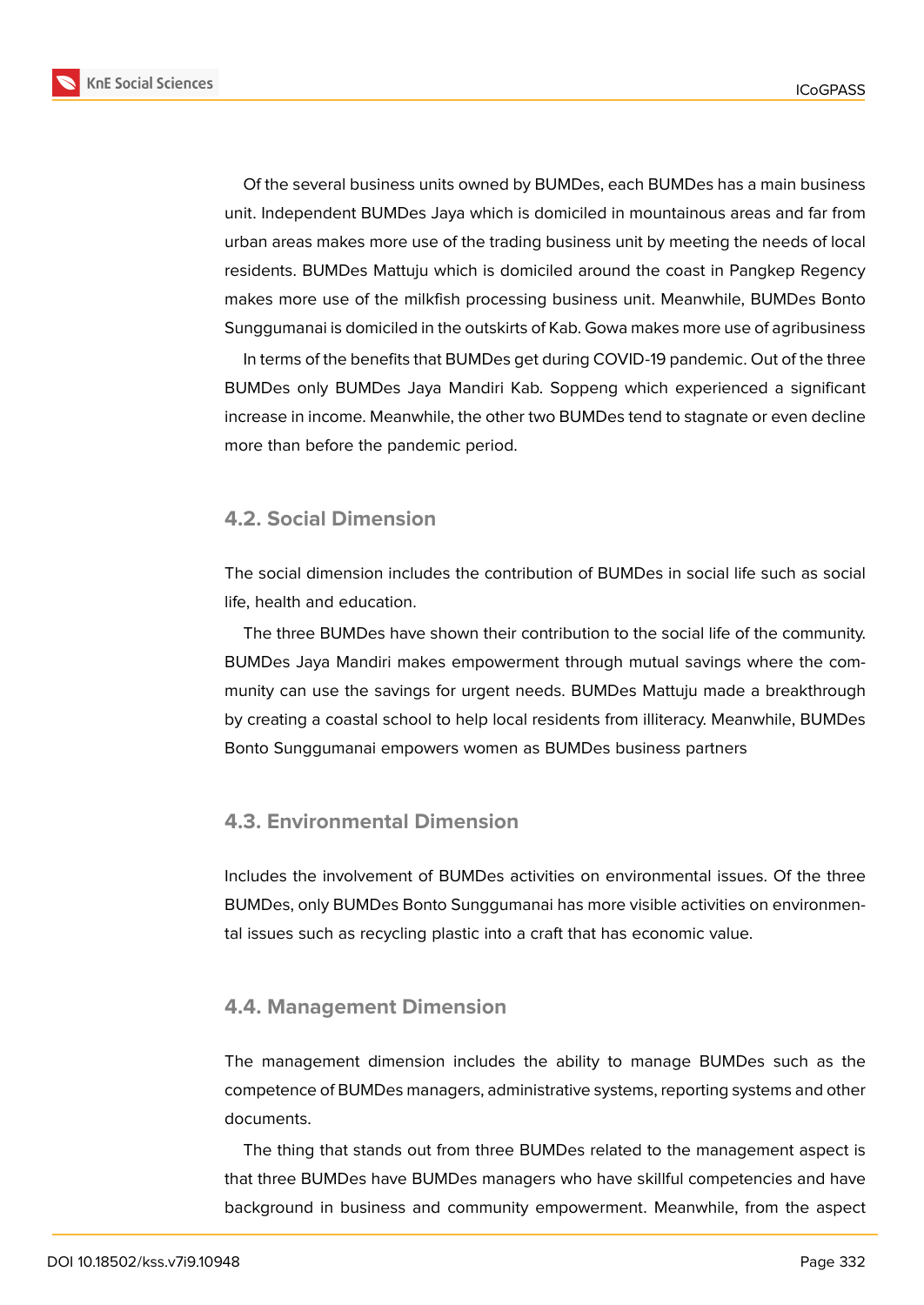Of the several business units owned by BUMDes, each BUMDes has a main business unit. Independent BUMDes Jaya which is domiciled in mountainous areas and far from urban areas makes more use of the trading business unit by meeting the needs of local residents. BUMDes Mattuju which is domiciled around the coast in Pangkep Regency makes more use of the milkfish processing business unit. Meanwhile, BUMDes Bonto Sunggumanai is domiciled in the outskirts of Kab. Gowa makes more use of agribusiness

In terms of the benefits that BUMDes get during COVID-19 pandemic. Out of the three BUMDes only BUMDes Jaya Mandiri Kab. Soppeng which experienced a significant increase in income. Meanwhile, the other two BUMDes tend to stagnate or even decline more than before the pandemic period.

### 4.2. Social Dimension

The social dimension includes the contribution of BUMDes in social life such as social life, health and education.

The three BUMDes have shown their contribution to the social life of the community. BUMDes Jaya Mandiri makes empowerment through mutual savings where the community can use the savings for urgent needs. BUMDes Mattuju made a breakthrough by creating a coastal school to help local residents from illiteracy. Meanwhile, BUMDes Bonto Sunggumanai empowers women as BUMDes business partners

### 4.3. Environmental Dimension

Includes the involvement of BUMDes activities on environmental issues. Of the three BUMDes, only BUMDes Bonto Sunggumanai has more visible activities on environmental issues such as recycling plastic into a craft that has economic value.

### 4.4. Management Dimension

The management dimension includes the ability to manage BUMDes such as the competence of BUMDes managers, administrative systems, reporting systems and other documents.

The thing that stands out from three BUMDes related to the management aspect is that three BUMDes have BUMDes managers who have skillful competencies and have background in business and community empowerment. Meanwhile, from the aspect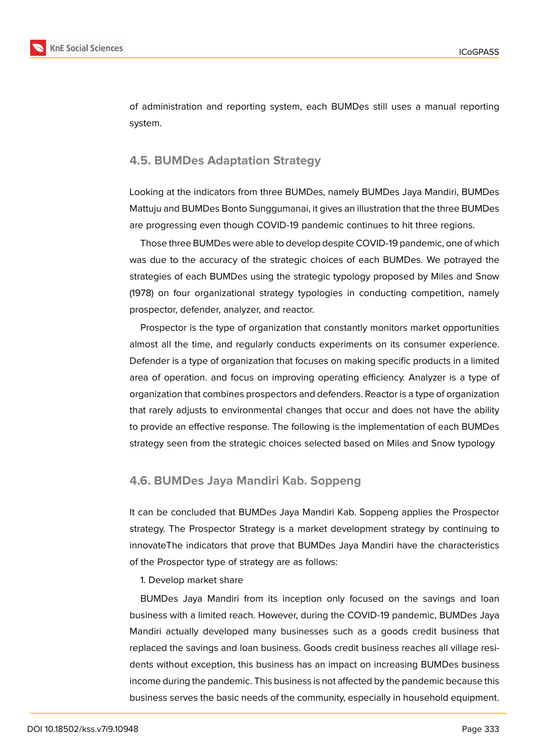of administration and reporting system, each BUMDes still uses a manual reporting system.

## 4.5. BUMDes Adaptation Strategy

Looking at the indicators from three BUMDes, namely BUMDes Jaya Mandiri, BUMDes Mattuju and BUMDes Bonto Sunggumanai, it gives an illustration that the three BUMDes are progressing even though COVID-19 pandemic continues to hit three regions.

Those three BUMDes were able to develop despite COVID-19 pandemic, one of which was due to the accuracy of the strategic choices of each BUMDes. We potrayed the strategies of each BUMDes using the strategic typology proposed by Miles and Snow (1978) on four organizational strategy typologies in conducting competition, namely prospector, defender, analyzer, and reactor.

Prospector is the type of organization that constantly monitors market opportunities almost all the time, and regularly conducts experiments on its consumer experience. Defender is a type of organization that focuses on making specific products in a limited area of operation. and focus on improving operating efficiency. Analyzer is a type of organization that combines prospectors and defenders. Reactor is a type of organization that rarely adjusts to environmental changes that occur and does not have the ability to provide an effective response. The following is the implementation of each BUMDes strategy seen from the strategic choices selected based on Miles and Snow typology

## 4.6. BUMDes Jaya Mandiri Kab. Soppeng

It can be concluded that BUMDes Jaya Mandiri Kab. Soppeng applies the Prospector strategy. The Prospector Strategy is a market development strategy by continuing to innovateThe indicators that prove that BUMDes Jaya Mandiri have the characteristics of the Prospector type of strategy are as follows:

1. Develop market share

BUMDes Jaya Mandiri from its inception only focused on the savings and loan business with a limited reach. However, during the COVID-19 pandemic, BUMDes Jaya Mandiri actually developed many businesses such as a goods credit business that replaced the savings and loan business. Goods credit business reaches all village residents without exception, this business has an impact on increasing BUMDes business income during the pandemic. This business is not affected by the pandemic because this business serves the basic needs of the community, especially in household equipment.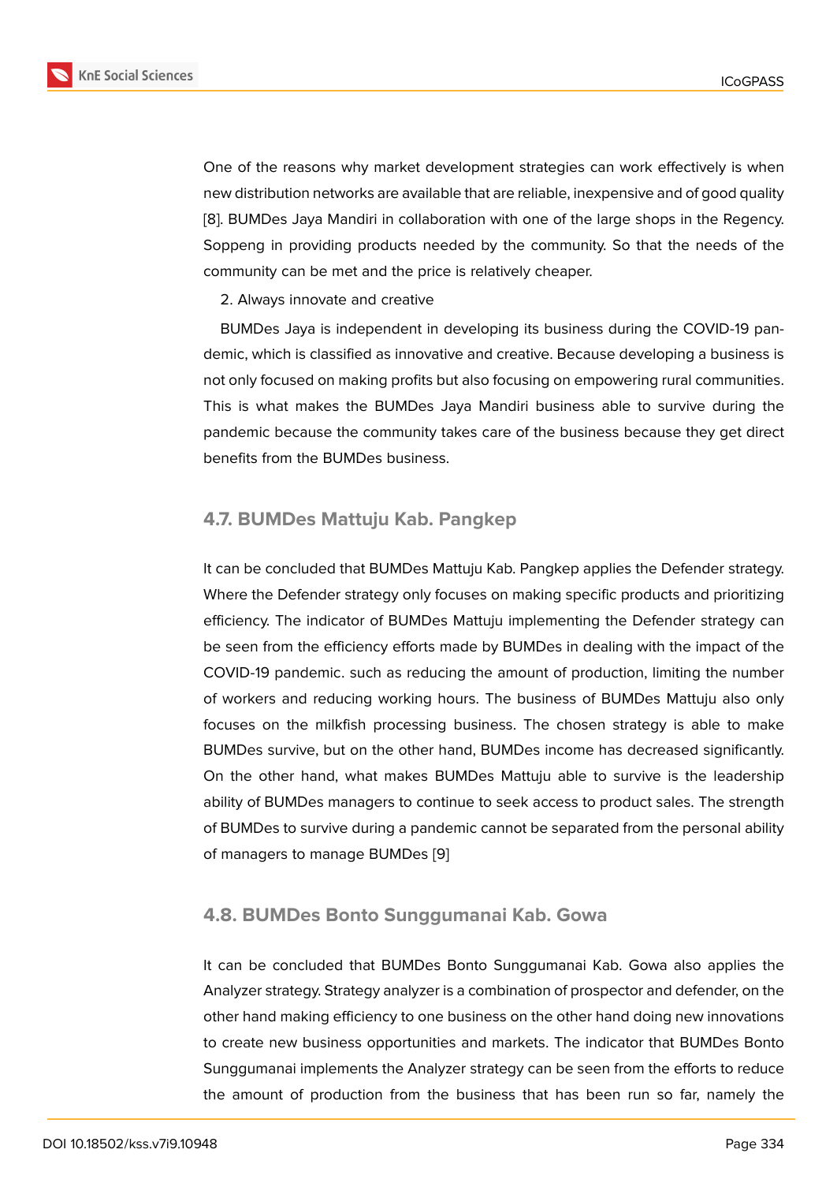One of the reasons why market development strategies can work effectively is when new distribution networks are available that are reliable, inexpensive and of good quality [8]. BUMDes Jaya Mandiri in collaboration with one of the large shops in the Regency. Soppeng in providing products needed by the community. So that the needs of the community can be met and the price is relatively cheaper.

2. Always innovate and creative

BUMDes Jaya is independent in developing its business during the COVID-19 pandemic, which is classified as innovative and creative. Because developing a business is not only focused on making profits but also focusing on empowering rural communities. This is what makes the BUMDes Jaya Mandiri business able to survive during the pandemic because the community takes care of the business because they get direct benefits from the BUMDes business.

### 4.7. BUMDes Mattuju Kab. Pangkep

It can be concluded that BUMDes Mattuju Kab. Pangkep applies the Defender strategy. Where the Defender strategy only focuses on making specific products and prioritizing efficiency. The indicator of BUMDes Mattuju implementing the Defender strategy can be seen from the efficiency efforts made by BUMDes in dealing with the impact of the COVID-19 pandemic. such as reducing the amount of production, limiting the number of workers and reducing working hours. The business of BUMDes Mattuju also only focuses on the milkfish processing business. The chosen strategy is able to make BUMDes survive, but on the other hand, BUMDes income has decreased significantly. On the other hand, what makes BUMDes Mattuju able to survive is the leadership ability of BUMDes managers to continue to seek access to product sales. The strength of BUMDes to survive during a pandemic cannot be separated from the personal ability of managers to manage BUMDes [9]

### 4.8. BUMDes Bonto Sunggumanai Kab. Gowa

It can be concluded that BUMDes Bonto Sunggumanai Kab. Gowa also applies the Analyzer strategy. Strategy analyzer is a combination of prospector and defender, on the other hand making efficiency to one business on the other hand doing new innovations to create new business opportunities and markets. The indicator that BUMDes Bonto Sunggumanai implements the Analyzer strategy can be seen from the efforts to reduce the amount of production from the business that has been run so far, namely the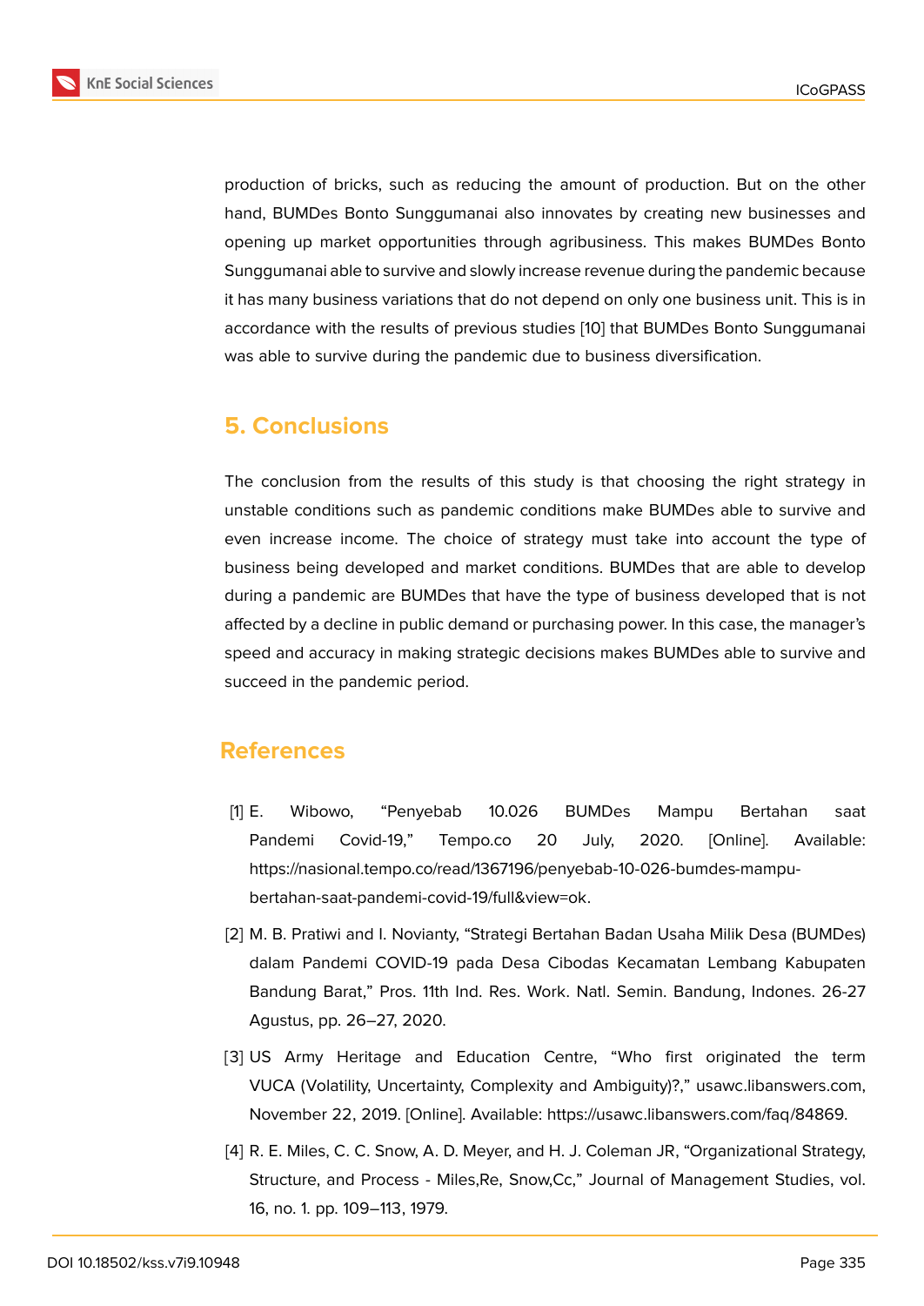production of bricks, such as reducing the amount of production. But on the other hand, BUMDes Bonto Sunggumanai also innovates by creating new businesses and opening up market opportunities through agribusiness. This makes BUMDes Bonto Sunggumanai able to survive and slowly increase revenue during the pandemic because it has many business variations that do not depend on only one business unit. This is in accordance with the results of previous studies [10] that BUMDes Bonto Sunggumanai was able to survive during the pandemic due to business diversification.

## 5. Conclusions

The conclusion from the results of this study is that choosing the right strategy in unstable conditions such as pandemic conditions make BUMDes able to survive and even increase income. The choice of strategy must take into account the type of business being developed and market conditions. BUMDes that are able to develop during a pandemic are BUMDes that have the type of business developed that is not affected by a decline in public demand or purchasing power. In this case, the manager's speed and accuracy in making strategic decisions makes BUMDes able to survive and succeed in the pandemic period.

## References

[1] E. Wibowo, "Penyebab 10.026 BUMDes Mampu Bertahan saat Pandemi Covid-19," Tempo.co 20 July, 2020. [Online]. Available: https://nasional.tempo.co/read/1367196/penyebab-10-026-bumdes-mampu-bertahan-saat-pandemi-covid-19/full&view=ok.

[2] M. B. Pratiwi and I. Novianty, "Strategi Bertahan Badan Usaha Milik Desa (BUMDes) dalam Pandemi COVID-19 pada Desa Cibodas Kecamatan Lembang Kabupaten Bandung Barat," Pros. 11th Ind. Res. Work. Natl. Semin. Bandung, Indones. 26-27 Agustus, pp. 26–27, 2020.

[3] US Army Heritage and Education Centre, "Who first originated the term VUCA (Volatility, Uncertainty, Complexity and Ambiguity)?," usawc.libanswers.com, November 22, 2019. [Online]. Available: https://usawc.libanswers.com/faq/84869.

[4] R. E. Miles, C. C. Snow, A. D. Meyer, and H. J. Coleman JR, "Organizational Strategy, Structure, and Process - Miles,Re, Snow,Cc," Journal of Management Studies, vol. 16, no. 1. pp. 109–113, 1979.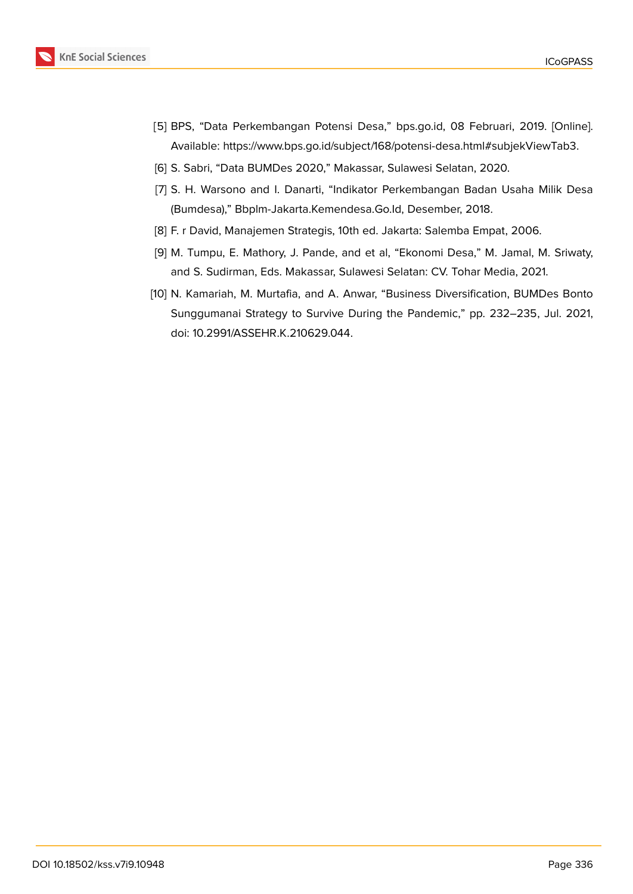[5] BPS, “Data Perkembangan Potensi Desa,” bps.go.id, 08 Februari, 2019. [Online]. Available: https://www.bps.go.id/subject/168/potensi-desa.html#subjekViewTab3.

[6] S. Sabri, “Data BUMDes 2020,” Makassar, Sulawesi Selatan, 2020.

[7] S. H. Warsono and I. Danarti, “Indikator Perkembangan Badan Usaha Milik Desa (Bumdesa),” Bbplm-Jakarta.Kemendesa.Go.Id, Desember, 2018.

[8] F. r David, Manajemen Strategis, 10th ed. Jakarta: Salemba Empat, 2006.

[9] M. Tumpu, E. Mathory, J. Pande, and et al, “Ekonomi Desa,” M. Jamal, M. Sriwaty, and S. Sudirman, Eds. Makassar, Sulawesi Selatan: CV. Tohar Media, 2021.

[10] N. Kamariah, M. Murtafia, and A. Anwar, “Business Diversification, BUMDes Bonto Sunggumanai Strategy to Survive During the Pandemic,” pp. 232–235, Jul. 2021, doi: 10.2991/ASSEHR.K.210629.044.